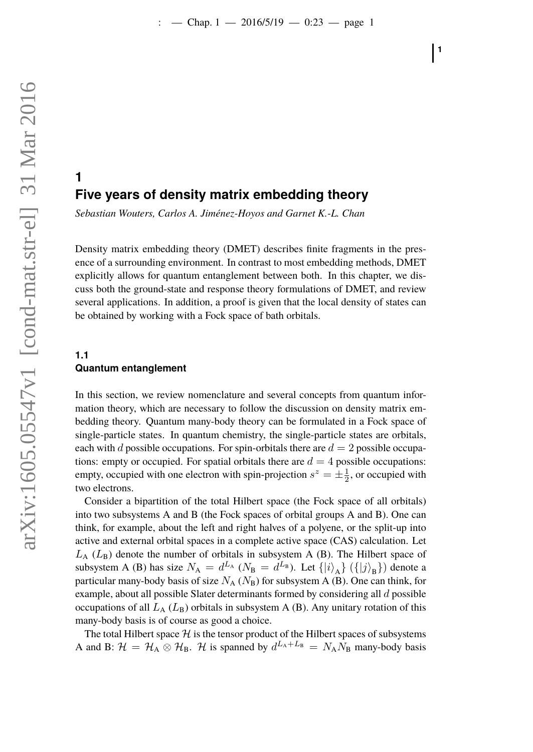# 1 Five years of density matrix embedding theory

*Sebastian Wouters, Carlos A. Jiménez-Hoyos and Garnet K.-L. Chan*

Density matrix embedding theory (DMET) describes finite fragments in the presence of a surrounding environment. In contrast to most embedding methods, DMET explicitly allows for quantum entanglement between both. In this chapter, we discuss both the ground-state and response theory formulations of DMET, and review several applications. In addition, a proof is given that the local density of states can be obtained by working with a Fock space of bath orbitals.

## 1.1 Quantum entanglement

In this section, we review nomenclature and several concepts from quantum information theory, which are necessary to follow the discussion on density matrix embedding theory. Quantum many-body theory can be formulated in a Fock space of single-particle states. In quantum chemistry, the single-particle states are orbitals, each with $d$ possible occupations. For spin-orbitals there are $d = 2$ possible occupations: empty or occupied. For spatial orbitals there are $d = 4$ possible occupations: empty, occupied with one electron with spin-projection $s^z = \pm\frac{1}{2}$, or occupied with two electrons.

Consider a bipartition of the total Hilbert space (the Fock space of all orbitals) into two subsystems A and B (the Fock spaces of orbital groups A and B). One can think, for example, about the left and right halves of a polyene, or the split-up into active and external orbital spaces in a complete active space (CAS) calculation. Let $L_{\text{A}}$ ($L_{\text{B}}$) denote the number of orbitals in subsystem A (B). The Hilbert space of subsystem A (B) has size $N_{\text{A}} = d^{L_{\text{A}}}$ ($N_{\text{B}} = d^{L_{\text{B}}}$). Let $\{\left|i\right\rangle_{\text{A}}\}$ ($\{\left|j\right\rangle_{\text{B}}\}$) denote a particular many-body basis of size $N_{\text{A}}$ ($N_{\text{B}}$) for subsystem A (B). One can think, for example, about all possible Slater determinants formed by considering all $d$ possible occupations of all $L_{\text{A}}$ ($L_{\text{B}}$) orbitals in subsystem A (B). Any unitary rotation of this many-body basis is of course as good a choice.

The total Hilbert space $\mathcal{H}$ is the tensor product of the Hilbert spaces of subsystems A and B: $\mathcal{H} = \mathcal{H}_{\text{A}} \otimes \mathcal{H}_{\text{B}}$. $\mathcal{H}$ is spanned by $d^{L_{\text{A}}+L_{\text{B}}} = N_{\text{A}}N_{\text{B}}$ many-body basis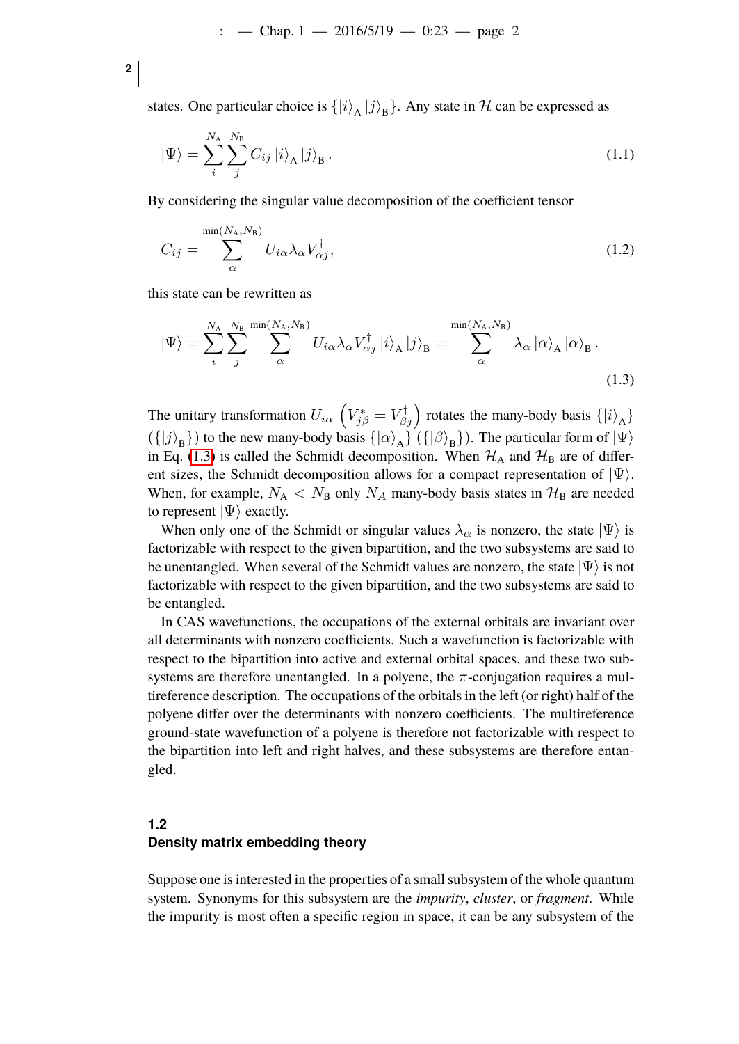states. One particular choice is $\{\left|i\right\rangle_{\mathrm{A}} \left|j\right\rangle_{\mathrm{B}}\}$. Any state in $\mathcal{H}$ can be expressed as

$$
\left|\Psi\right\rangle = \sum_{i}^{N_{\mathrm{A}}} \sum_{j}^{N_{\mathrm{B}}} C_{ij} \left|i\right\rangle_{\mathrm{A}} \left|j\right\rangle_{\mathrm{B}}. \tag{1.1}
$$

By considering the singular value decomposition of the coefficient tensor

$$
C_{ij} = \sum_{\alpha}^{\min(N_{\mathrm{A}},N_{\mathrm{B}})} U_{i\alpha} \lambda_{\alpha} V^{\dagger}_{\alpha j}, \tag{1.2}
$$

this state can be rewritten as

$$
\left|\Psi\right\rangle = \sum_{i}^{N_{\mathrm{A}}} \sum_{j}^{N_{\mathrm{B}}} \sum_{\alpha}^{\min(N_{\mathrm{A}},N_{\mathrm{B}})} U_{i\alpha} \lambda_{\alpha} V^{\dagger}_{\alpha j} \left|i\right\rangle_{\mathrm{A}} \left|j\right\rangle_{\mathrm{B}} = \sum_{\alpha}^{\min(N_{\mathrm{A}},N_{\mathrm{B}})} \lambda_{\alpha} \left|\alpha\right\rangle_{\mathrm{A}} \left|\alpha\right\rangle_{\mathrm{B}}. \tag{1.3}
$$

The unitary transformation $U_{i\alpha}$ $\left(V^{*}_{j\beta} = V^{\dagger}_{\beta j}\right)$ rotates the many-body basis $\{\left|i\right\rangle_{\mathrm{A}}\}$ $(\{\left|j\right\rangle_{\mathrm{B}}\})$ to the new many-body basis $\{\left|\alpha\right\rangle_{\mathrm{A}}\}$ $(\{\left|\beta\right\rangle_{\mathrm{B}}\})$. The particular form of $\left|\Psi\right\rangle$ in Eq. (1.3) is called the Schmidt decomposition. When $\mathcal{H}_{\mathrm{A}}$ and $\mathcal{H}_{\mathrm{B}}$ are of different sizes, the Schmidt decomposition allows for a compact representation of $\left|\Psi\right\rangle$. When, for example, $N_{\mathrm{A}} < N_{\mathrm{B}}$ only $N_{A}$ many-body basis states in $\mathcal{H}_{\mathrm{B}}$ are needed to represent $\left|\Psi\right\rangle$ exactly.

When only one of the Schmidt or singular values $\lambda_{\alpha}$ is nonzero, the state $\left|\Psi\right\rangle$ is factorizable with respect to the given bipartition, and the two subsystems are said to be unentangled. When several of the Schmidt values are nonzero, the state $\left|\Psi\right\rangle$ is not factorizable with respect to the given bipartition, and the two subsystems are said to be entangled.

In CAS wavefunctions, the occupations of the external orbitals are invariant over all determinants with nonzero coefficients. Such a wavefunction is factorizable with respect to the bipartition into active and external orbital spaces, and these two subsystems are therefore unentangled. In a polyene, the $\pi$-conjugation requires a multireference description. The occupations of the orbitals in the left (or right) half of the polyene differ over the determinants with nonzero coefficients. The multireference ground-state wavefunction of a polyene is therefore not factorizable with respect to the bipartition into left and right halves, and these subsystems are therefore entangled.

## 1.2 Density matrix embedding theory

Suppose one is interested in the properties of a small subsystem of the whole quantum system. Synonyms for this subsystem are the *impurity*, *cluster*, or *fragment*. While the impurity is most often a specific region in space, it can be any subsystem of the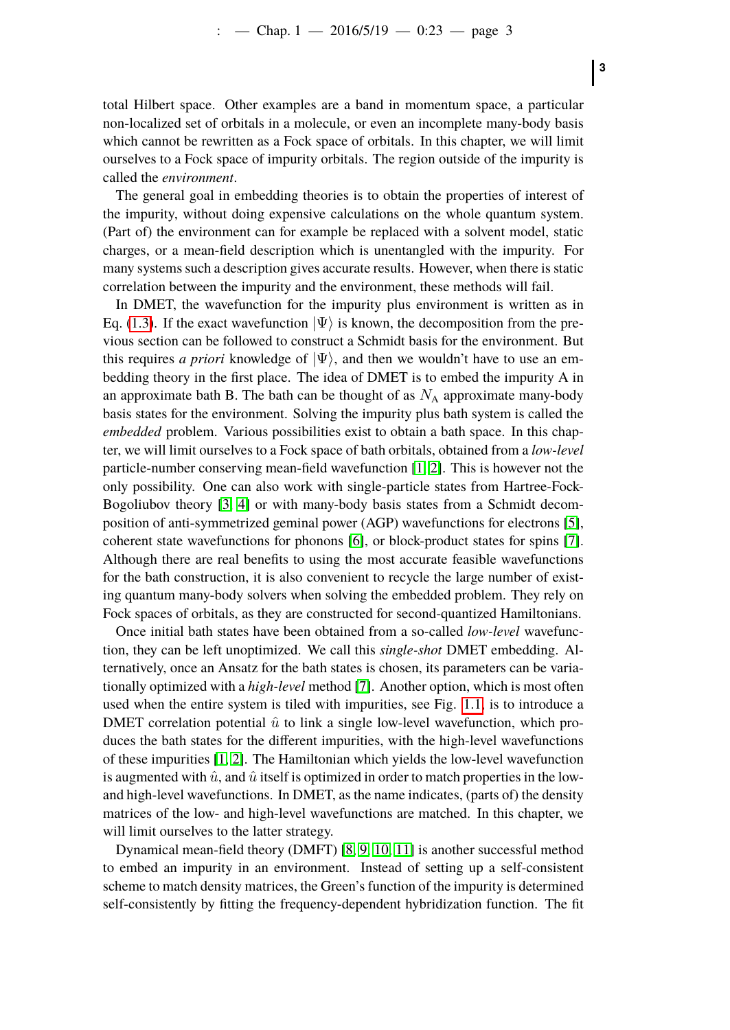total Hilbert space. Other examples are a band in momentum space, a particular non-localized set of orbitals in a molecule, or even an incomplete many-body basis which cannot be rewritten as a Fock space of orbitals. In this chapter, we will limit ourselves to a Fock space of impurity orbitals. The region outside of the impurity is called the *environment*.

The general goal in embedding theories is to obtain the properties of interest of the impurity, without doing expensive calculations on the whole quantum system. (Part of) the environment can for example be replaced with a solvent model, static charges, or a mean-field description which is unentangled with the impurity. For many systems such a description gives accurate results. However, when there is static correlation between the impurity and the environment, these methods will fail.

In DMET, the wavefunction for the impurity plus environment is written as in Eq. (1.3). If the exact wavefunction $|\Psi\rangle$ is known, the decomposition from the previous section can be followed to construct a Schmidt basis for the environment. But this requires *a priori* knowledge of $|\Psi\rangle$, and then we wouldn't have to use an embedding theory in the first place. The idea of DMET is to embed the impurity A in an approximate bath B. The bath can be thought of as $N_\text{A}$ approximate many-body basis states for the environment. Solving the impurity plus bath system is called the *embedded* problem. Various possibilities exist to obtain a bath space. In this chapter, we will limit ourselves to a Fock space of bath orbitals, obtained from a *low-level* particle-number conserving mean-field wavefunction [1, 2]. This is however not the only possibility. One can also work with single-particle states from Hartree-Fock-Bogoliubov theory [3, 4] or with many-body basis states from a Schmidt decomposition of anti-symmetrized geminal power (AGP) wavefunctions for electrons [5], coherent state wavefunctions for phonons [6], or block-product states for spins [7]. Although there are real benefits to using the most accurate feasible wavefunctions for the bath construction, it is also convenient to recycle the large number of existing quantum many-body solvers when solving the embedded problem. They rely on Fock spaces of orbitals, as they are constructed for second-quantized Hamiltonians.

Once initial bath states have been obtained from a so-called *low-level* wavefunction, they can be left unoptimized. We call this *single-shot* DMET embedding. Alternatively, once an Ansatz for the bath states is chosen, its parameters can be variationally optimized with a *high-level* method [7]. Another option, which is most often used when the entire system is tiled with impurities, see Fig. 1.1, is to introduce a DMET correlation potential $\hat{u}$ to link a single low-level wavefunction, which produces the bath states for the different impurities, with the high-level wavefunctions of these impurities [1, 2]. The Hamiltonian which yields the low-level wavefunction is augmented with $\hat{u}$, and $\hat{u}$ itself is optimized in order to match properties in the low- and high-level wavefunctions. In DMET, as the name indicates, (parts of) the density matrices of the low- and high-level wavefunctions are matched. In this chapter, we will limit ourselves to the latter strategy.

Dynamical mean-field theory (DMFT) [8, 9, 10, 11] is another successful method to embed an impurity in an environment. Instead of setting up a self-consistent scheme to match density matrices, the Green's function of the impurity is determined self-consistently by fitting the frequency-dependent hybridization function. The fit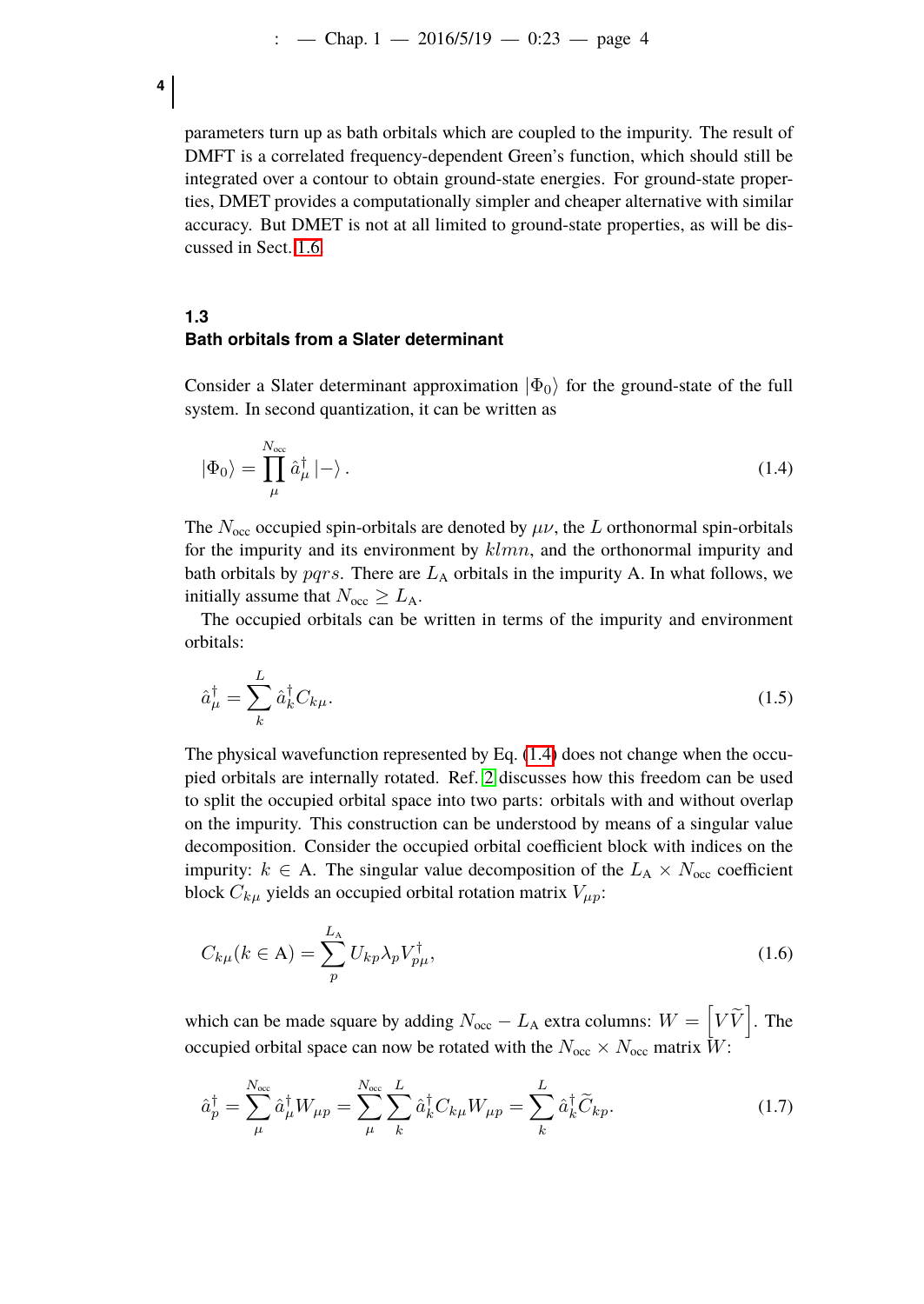parameters turn up as bath orbitals which are coupled to the impurity. The result of DMFT is a correlated frequency-dependent Green's function, which should still be integrated over a contour to obtain ground-state energies. For ground-state properties, DMET provides a computationally simpler and cheaper alternative with similar accuracy. But DMET is not at all limited to ground-state properties, as will be discussed in Sect. 1.6.

## 1.3 Bath orbitals from a Slater determinant

Consider a Slater determinant approximation $|\Phi_0\rangle$ for the ground-state of the full system. In second quantization, it can be written as

$$|\Phi_0\rangle = \prod_{\mu}^{N_{\text{occ}}} \hat{a}_{\mu}^{\dagger} \left|-\right\rangle . \tag{1.4}$$

The $N_{\text{occ}}$ occupied spin-orbitals are denoted by $\mu\nu$, the $L$ orthonormal spin-orbitals for the impurity and its environment by $klmn$, and the orthonormal impurity and bath orbitals by $pqrs$. There are $L_{\text{A}}$ orbitals in the impurity A. In what follows, we initially assume that $N_{\text{occ}} \geq L_{\text{A}}$.

The occupied orbitals can be written in terms of the impurity and environment orbitals:

$$\hat{a}_{\mu}^{\dagger} = \sum_{k}^{L} \hat{a}_{k}^{\dagger} C_{k\mu}. \tag{1.5}$$

The physical wavefunction represented by Eq. (1.4) does not change when the occupied orbitals are internally rotated. Ref. 2 discusses how this freedom can be used to split the occupied orbital space into two parts: orbitals with and without overlap on the impurity. This construction can be understood by means of a singular value decomposition. Consider the occupied orbital coefficient block with indices on the impurity: $k \in \text{A}$. The singular value decomposition of the $L_{\text{A}} \times N_{\text{occ}}$ coefficient block $C_{k\mu}$ yields an occupied orbital rotation matrix $V_{\mu p}$:

$$C_{k\mu}(k \in \text{A}) = \sum_{p}^{L_{\text{A}}} U_{kp} \lambda_p V_{p\mu}^{\dagger}, \tag{1.6}$$

which can be made square by adding $N_{\text{occ}} - L_{\text{A}}$ extra columns: $W = \left[ V \widetilde{V} \right]$. The occupied orbital space can now be rotated with the $N_{\text{occ}} \times N_{\text{occ}}$ matrix $W$:

$$\hat{a}_{p}^{\dagger} = \sum_{\mu}^{N_{\text{occ}}} \hat{a}_{\mu}^{\dagger} W_{\mu p} = \sum_{\mu}^{N_{\text{occ}}} \sum_{k}^{L} \hat{a}_{k}^{\dagger} C_{k\mu} W_{\mu p} = \sum_{k}^{L} \hat{a}_{k}^{\dagger} \widetilde{C}_{kp}. \tag{1.7}$$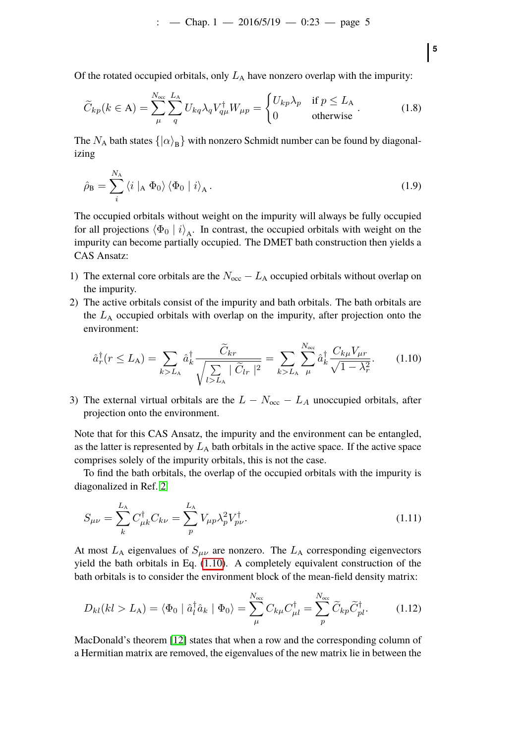Of the rotated occupied orbitals, only $L_{\mathrm{A}}$ have nonzero overlap with the impurity:

$$\widetilde{C}_{kp}(k \in \mathrm{A}) = \sum_{\mu}^{N_{\mathrm{occ}}} \sum_{q}^{L_{\mathrm{A}}} U_{kq} \lambda_q V_{q\mu}^{\dagger} W_{\mu p} = \begin{cases} U_{kp}\lambda_p & \text{if } p \leq L_{\mathrm{A}} \\ 0 & \text{otherwise} \end{cases}. \tag{1.8}$$

The $N_{\mathrm{A}}$ bath states $\{|\alpha\rangle_{\mathrm{B}}\}$ with nonzero Schmidt number can be found by diagonalizing

$$\hat{\rho}_{\mathrm{B}} = \sum_{i}^{N_{\mathrm{A}}} \langle i \mid_{\mathrm{A}} \Phi_0 \rangle \langle \Phi_0 \mid i \rangle_{\mathrm{A}}. \tag{1.9}$$

The occupied orbitals without weight on the impurity will always be fully occupied for all projections $\langle \Phi_0 \mid i \rangle_{\mathrm{A}}$. In contrast, the occupied orbitals with weight on the impurity can become partially occupied. The DMET bath construction then yields a CAS Ansatz:

1) The external core orbitals are the $N_{\mathrm{occ}} - L_{\mathrm{A}}$ occupied orbitals without overlap on the impurity.
2) The active orbitals consist of the impurity and bath orbitals. The bath orbitals are the $L_{\mathrm{A}}$ occupied orbitals with overlap on the impurity, after projection onto the environment:

$$\hat{a}_r^{\dagger}(r \leq L_{\mathrm{A}}) = \sum_{k > L_{\mathrm{A}}} \hat{a}_k^{\dagger} \frac{\widetilde{C}_{kr}}{\sqrt{\sum\limits_{l > L_{\mathrm{A}}} \mid \widetilde{C}_{lr} \mid^2}} = \sum_{k > L_{\mathrm{A}}} \sum_{\mu}^{N_{\mathrm{occ}}} \hat{a}_k^{\dagger} \frac{C_{k\mu} V_{\mu r}}{\sqrt{1 - \lambda_r^2}}. \tag{1.10}$$

3) The external virtual orbitals are the $L - N_{\mathrm{occ}} - L_A$ unoccupied orbitals, after projection onto the environment.

Note that for this CAS Ansatz, the impurity and the environment can be entangled, as the latter is represented by $L_{\mathrm{A}}$ bath orbitals in the active space. If the active space comprises solely of the impurity orbitals, this is not the case.

To find the bath orbitals, the overlap of the occupied orbitals with the impurity is diagonalized in Ref. [2]

$$S_{\mu\nu} = \sum_{k}^{L_{\mathrm{A}}} C_{\mu k}^{\dagger} C_{k\nu} = \sum_{p}^{L_{\mathrm{A}}} V_{\mu p} \lambda_p^2 V_{p\nu}^{\dagger}. \tag{1.11}$$

At most $L_{\mathrm{A}}$ eigenvalues of $S_{\mu\nu}$ are nonzero. The $L_{\mathrm{A}}$ corresponding eigenvectors yield the bath orbitals in Eq. (1.10). A completely equivalent construction of the bath orbitals is to consider the environment block of the mean-field density matrix:

$$D_{kl}(kl > L_{\mathrm{A}}) = \langle \Phi_0 \mid \hat{a}_l^{\dagger} \hat{a}_k \mid \Phi_0 \rangle = \sum_{\mu}^{N_{\mathrm{occ}}} C_{k\mu} C_{\mu l}^{\dagger} = \sum_{p}^{N_{\mathrm{occ}}} \widetilde{C}_{kp} \widetilde{C}_{pl}^{\dagger}. \tag{1.12}$$

MacDonald's theorem [12] states that when a row and the corresponding column of a Hermitian matrix are removed, the eigenvalues of the new matrix lie in between the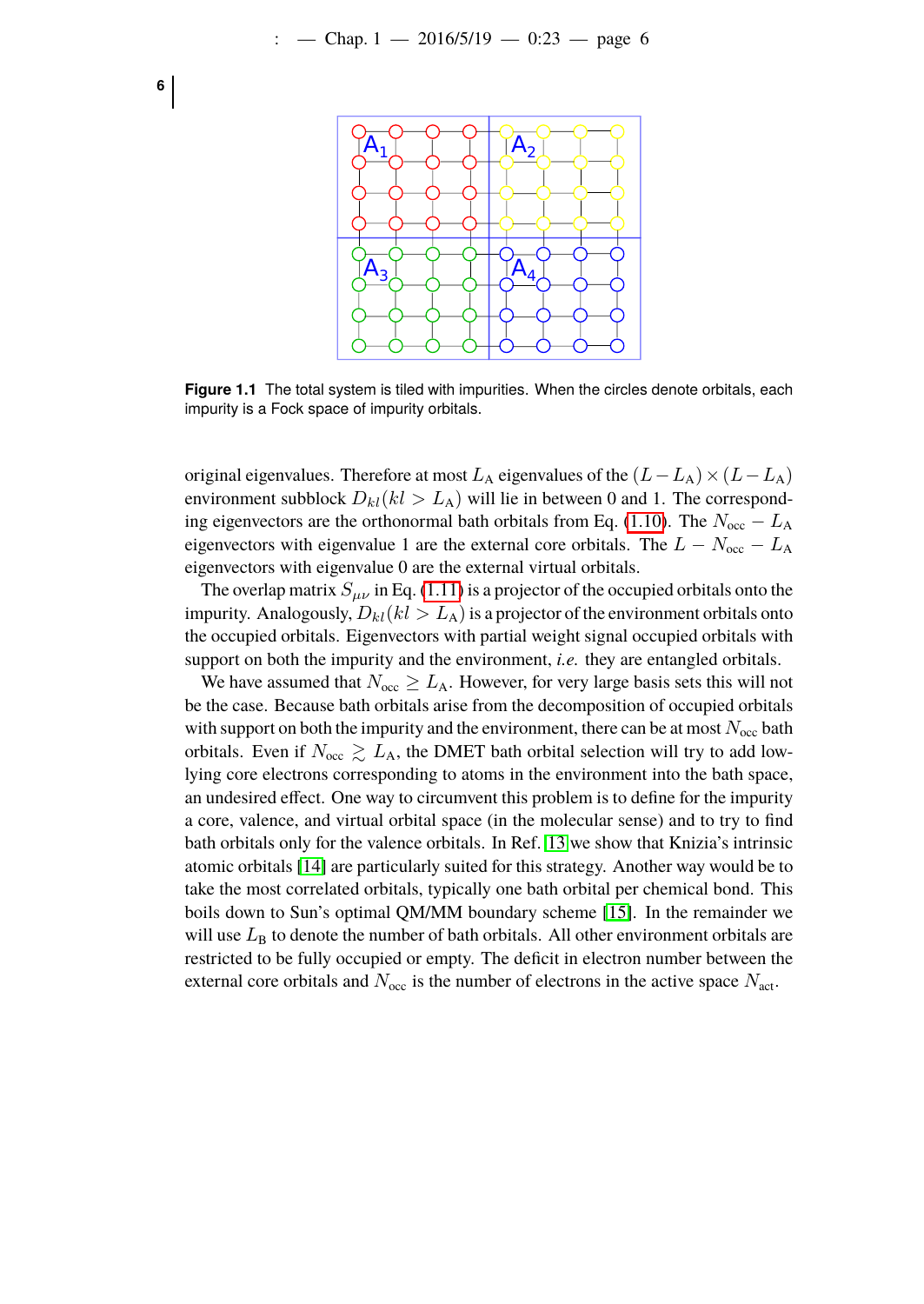**Figure 1.1** The total system is tiled with impurities. When the circles denote orbitals, each impurity is a Fock space of impurity orbitals.

original eigenvalues. Therefore at most $L_\mathrm{A}$ eigenvalues of the $(L - L_\mathrm{A}) \times (L - L_\mathrm{A})$ environment subblock $D_{kl}(kl > L_\mathrm{A})$ will lie in between 0 and 1. The corresponding eigenvectors are the orthonormal bath orbitals from Eq. (1.10). The $N_\mathrm{occ} - L_\mathrm{A}$ eigenvectors with eigenvalue 1 are the external core orbitals. The $L - N_\mathrm{occ} - L_\mathrm{A}$ eigenvectors with eigenvalue 0 are the external virtual orbitals.

The overlap matrix $S_{\mu\nu}$ in Eq. (1.11) is a projector of the occupied orbitals onto the impurity. Analogously, $D_{kl}(kl > L_\mathrm{A})$ is a projector of the environment orbitals onto the occupied orbitals. Eigenvectors with partial weight signal occupied orbitals with support on both the impurity and the environment, *i.e.* they are entangled orbitals.

We have assumed that $N_\mathrm{occ} \geq L_\mathrm{A}$. However, for very large basis sets this will not be the case. Because bath orbitals arise from the decomposition of occupied orbitals with support on both the impurity and the environment, there can be at most $N_\mathrm{occ}$ bath orbitals. Even if $N_\mathrm{occ} \gtrsim L_\mathrm{A}$, the DMET bath orbital selection will try to add low-lying core electrons corresponding to atoms in the environment into the bath space, an undesired effect. One way to circumvent this problem is to define for the impurity a core, valence, and virtual orbital space (in the molecular sense) and to try to find bath orbitals only for the valence orbitals. In Ref. [13] we show that Knizia's intrinsic atomic orbitals [14] are particularly suited for this strategy. Another way would be to take the most correlated orbitals, typically one bath orbital per chemical bond. This boils down to Sun's optimal QM/MM boundary scheme [15]. In the remainder we will use $L_\mathrm{B}$ to denote the number of bath orbitals. All other environment orbitals are restricted to be fully occupied or empty. The deficit in electron number between the external core orbitals and $N_\mathrm{occ}$ is the number of electrons in the active space $N_\mathrm{act}$.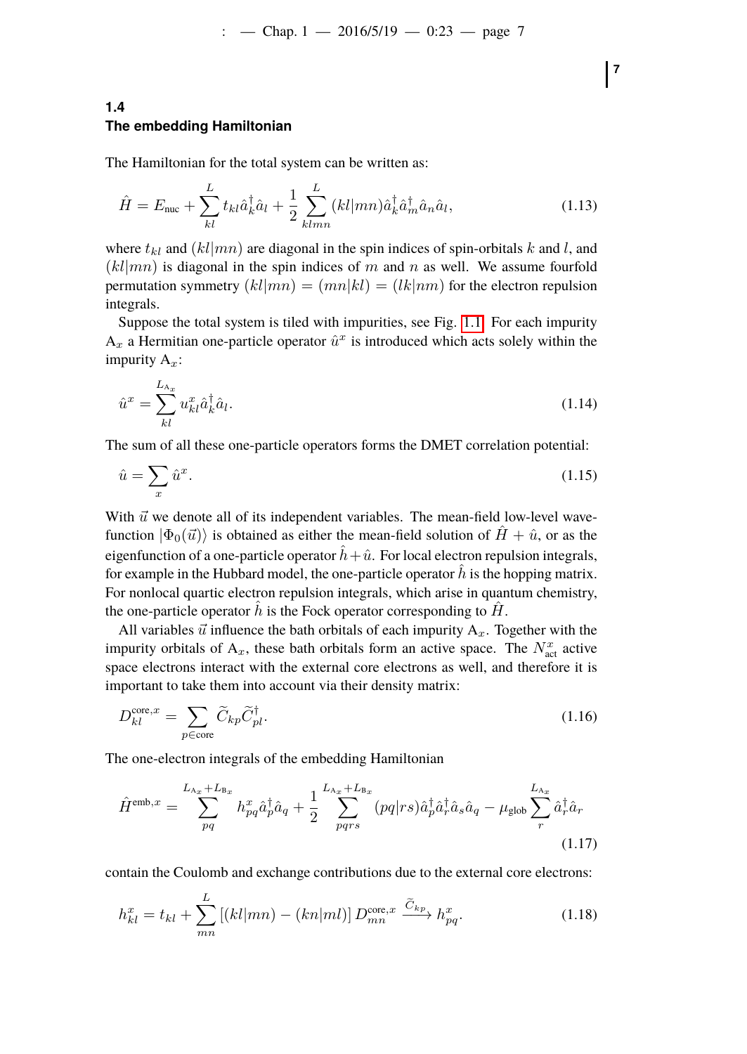## 1.4 The embedding Hamiltonian

The Hamiltonian for the total system can be written as:

$$\hat{H} = E_{\text{nuc}} + \sum_{kl}^{L} t_{kl} \hat{a}_k^\dagger \hat{a}_l + \frac{1}{2} \sum_{klmn}^{L} (kl|mn) \hat{a}_k^\dagger \hat{a}_m^\dagger \hat{a}_n \hat{a}_l, \tag{1.13}$$

where $t_{kl}$ and $(kl|mn)$ are diagonal in the spin indices of spin-orbitals $k$ and $l$, and $(kl|mn)$ is diagonal in the spin indices of $m$ and $n$ as well. We assume fourfold permutation symmetry $(kl|mn) = (mn|kl) = (lk|nm)$ for the electron repulsion integrals.

Suppose the total system is tiled with impurities, see Fig. 1.1. For each impurity $\text{A}_x$ a Hermitian one-particle operator $\hat{u}^x$ is introduced which acts solely within the impurity $\text{A}_x$:

$$\hat{u}^x = \sum_{kl}^{L_{\text{A}_x}} u_{kl}^x \hat{a}_k^\dagger \hat{a}_l. \tag{1.14}$$

The sum of all these one-particle operators forms the DMET correlation potential:

$$\hat{u} = \sum_x \hat{u}^x. \tag{1.15}$$

With $\vec{u}$ we denote all of its independent variables. The mean-field low-level wavefunction $|\Phi_0(\vec{u})\rangle$ is obtained as either the mean-field solution of $\hat{H} + \hat{u}$, or as the eigenfunction of a one-particle operator $\hat{h} + \hat{u}$. For local electron repulsion integrals, for example in the Hubbard model, the one-particle operator $\hat{h}$ is the hopping matrix. For nonlocal quartic electron repulsion integrals, which arise in quantum chemistry, the one-particle operator $\hat{h}$ is the Fock operator corresponding to $\hat{H}$.

All variables $\vec{u}$ influence the bath orbitals of each impurity $\text{A}_x$. Together with the impurity orbitals of $\text{A}_x$, these bath orbitals form an active space. The $N_{\text{act}}^x$ active space electrons interact with the external core electrons as well, and therefore it is important to take them into account via their density matrix:

$$D_{kl}^{\text{core},x} = \sum_{p \in \text{core}} \widetilde{C}_{kp} \widetilde{C}_{pl}^\dagger. \tag{1.16}$$

The one-electron integrals of the embedding Hamiltonian

$$\hat{H}^{\text{emb},x} = \sum_{pq}^{L_{\text{A}_x}+L_{\text{B}_x}} h_{pq}^x \hat{a}_p^\dagger \hat{a}_q + \frac{1}{2} \sum_{pqrs}^{L_{\text{A}_x}+L_{\text{B}_x}} (pq|rs) \hat{a}_p^\dagger \hat{a}_r^\dagger \hat{a}_s \hat{a}_q - \mu_{\text{glob}} \sum_{r}^{L_{\text{A}_x}} \hat{a}_r^\dagger \hat{a}_r \tag{1.17}$$

contain the Coulomb and exchange contributions due to the external core electrons:

$$h_{kl}^x = t_{kl} + \sum_{mn}^{L} \left[ (kl|mn) - (kn|ml) \right] D_{mn}^{\text{core},x} \xrightarrow{\widetilde{C}_{kp}} h_{pq}^x. \tag{1.18}$$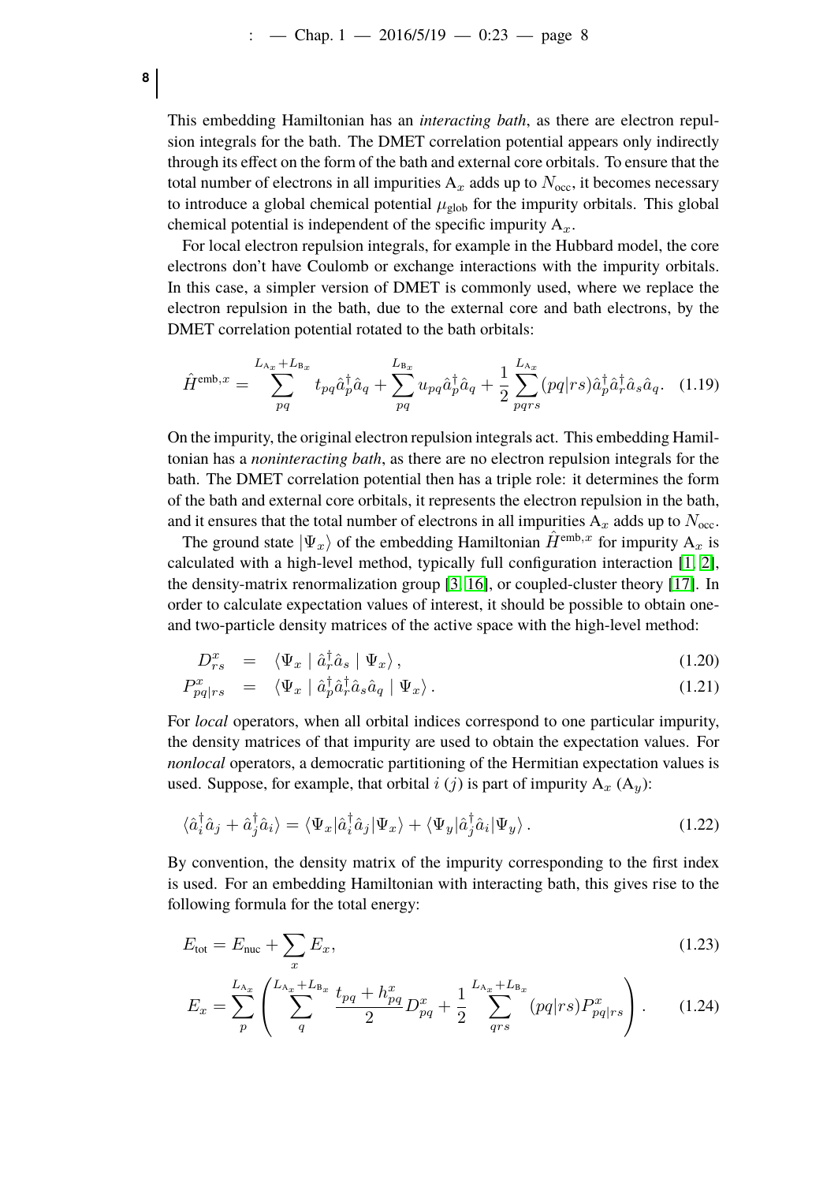This embedding Hamiltonian has an *interacting bath*, as there are electron repulsion integrals for the bath. The DMET correlation potential appears only indirectly through its effect on the form of the bath and external core orbitals. To ensure that the total number of electrons in all impurities $\mathrm{A}_x$ adds up to $N_{\text{occ}}$, it becomes necessary to introduce a global chemical potential $\mu_{\text{glob}}$ for the impurity orbitals. This global chemical potential is independent of the specific impurity $\mathrm{A}_x$.

For local electron repulsion integrals, for example in the Hubbard model, the core electrons don't have Coulomb or exchange interactions with the impurity orbitals. In this case, a simpler version of DMET is commonly used, where we replace the electron repulsion in the bath, due to the external core and bath electrons, by the DMET correlation potential rotated to the bath orbitals:

$$\hat{H}^{\text{emb},x} = \sum_{pq}^{L_{\mathrm{A}_x}+L_{\mathrm{B}_x}} t_{pq} \hat{a}_p^\dagger \hat{a}_q + \sum_{pq}^{L_{\mathrm{B}_x}} u_{pq} \hat{a}_p^\dagger \hat{a}_q + \frac{1}{2} \sum_{pqrs}^{L_{\mathrm{A}_x}} (pq|rs) \hat{a}_p^\dagger \hat{a}_r^\dagger \hat{a}_s \hat{a}_q. \quad (1.19)$$

On the impurity, the original electron repulsion integrals act. This embedding Hamiltonian has a *noninteracting bath*, as there are no electron repulsion integrals for the bath. The DMET correlation potential then has a triple role: it determines the form of the bath and external core orbitals, it represents the electron repulsion in the bath, and it ensures that the total number of electrons in all impurities $\mathrm{A}_x$ adds up to $N_{\text{occ}}$.

The ground state $|\Psi_x\rangle$ of the embedding Hamiltonian $\hat{H}^{\text{emb},x}$ for impurity $\mathrm{A}_x$ is calculated with a high-level method, typically full configuration interaction [1, 2], the density-matrix renormalization group [3, 16], or coupled-cluster theory [17]. In order to calculate expectation values of interest, it should be possible to obtain one- and two-particle density matrices of the active space with the high-level method:

$$D^x_{rs} = \langle \Psi_x \mid \hat{a}_r^\dagger \hat{a}_s \mid \Psi_x \rangle, \quad (1.20)$$

$$P^x_{pq|rs} = \langle \Psi_x \mid \hat{a}_p^\dagger \hat{a}_r^\dagger \hat{a}_s \hat{a}_q \mid \Psi_x \rangle. \quad (1.21)$$

For *local* operators, when all orbital indices correspond to one particular impurity, the density matrices of that impurity are used to obtain the expectation values. For *nonlocal* operators, a democratic partitioning of the Hermitian expectation values is used. Suppose, for example, that orbital $i$ ($j$) is part of impurity $\mathrm{A}_x$ ($\mathrm{A}_y$):

$$\langle \hat{a}_i^\dagger \hat{a}_j + \hat{a}_j^\dagger \hat{a}_i \rangle = \langle \Psi_x | \hat{a}_i^\dagger \hat{a}_j | \Psi_x \rangle + \langle \Psi_y | \hat{a}_j^\dagger \hat{a}_i | \Psi_y \rangle. \quad (1.22)$$

By convention, the density matrix of the impurity corresponding to the first index is used. For an embedding Hamiltonian with interacting bath, this gives rise to the following formula for the total energy:

$$E_{\text{tot}} = E_{\text{nuc}} + \sum_x E_x, \quad (1.23)$$

$$E_x = \sum_p^{L_{\mathrm{A}_x}} \left( \sum_q^{L_{\mathrm{A}_x}+L_{\mathrm{B}_x}} \frac{t_{pq} + h^x_{pq}}{2} D^x_{pq} + \frac{1}{2} \sum_{qrs}^{L_{\mathrm{A}_x}+L_{\mathrm{B}_x}} (pq|rs) P^x_{pq|rs} \right). \quad (1.24)$$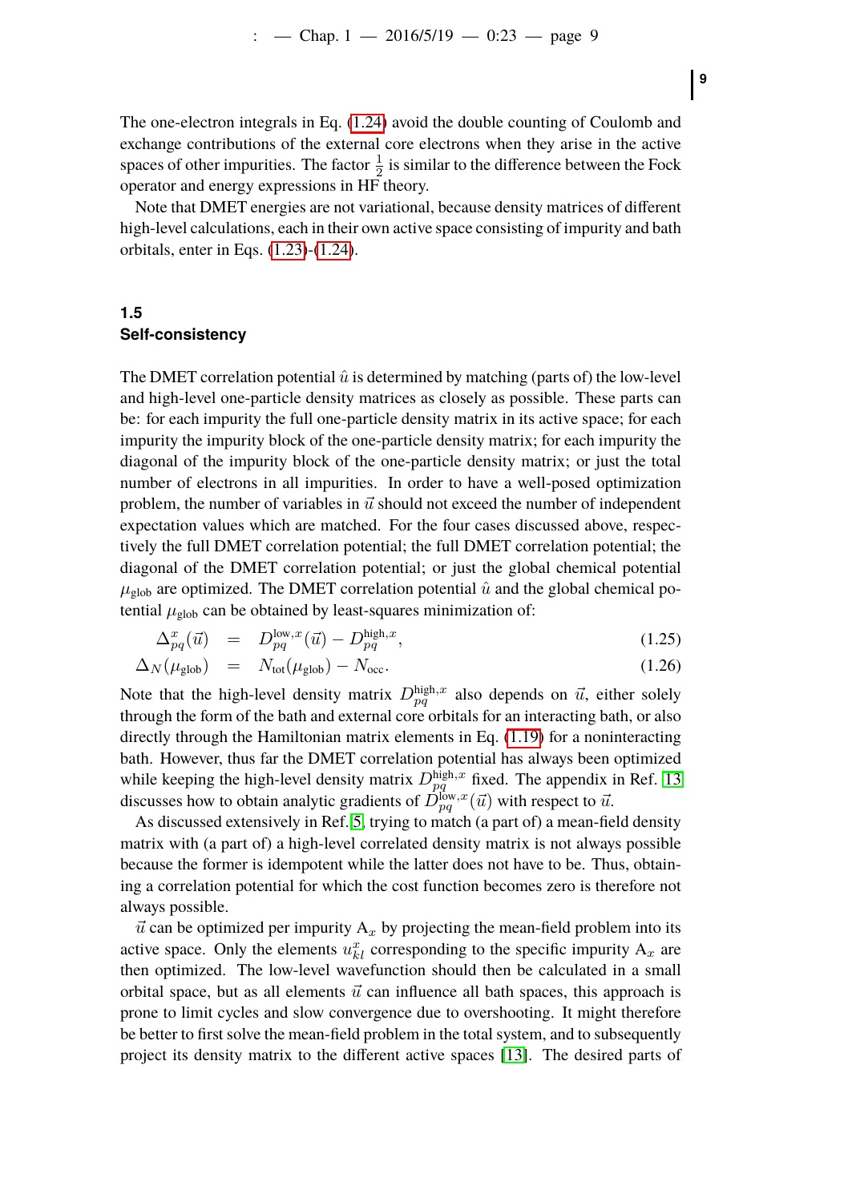The one-electron integrals in Eq. (1.24) avoid the double counting of Coulomb and exchange contributions of the external core electrons when they arise in the active spaces of other impurities. The factor $\frac{1}{2}$ is similar to the difference between the Fock operator and energy expressions in HF theory.

Note that DMET energies are not variational, because density matrices of different high-level calculations, each in their own active space consisting of impurity and bath orbitals, enter in Eqs. (1.23)-(1.24).

## 1.5 Self-consistency

The DMET correlation potential $\hat{u}$ is determined by matching (parts of) the low-level and high-level one-particle density matrices as closely as possible. These parts can be: for each impurity the full one-particle density matrix in its active space; for each impurity the impurity block of the one-particle density matrix; for each impurity the diagonal of the impurity block of the one-particle density matrix; or just the total number of electrons in all impurities. In order to have a well-posed optimization problem, the number of variables in $\vec{u}$ should not exceed the number of independent expectation values which are matched. For the four cases discussed above, respectively the full DMET correlation potential; the full DMET correlation potential; the diagonal of the DMET correlation potential; or just the global chemical potential $\mu_{\text{glob}}$ are optimized. The DMET correlation potential $\hat{u}$ and the global chemical potential $\mu_{\text{glob}}$ can be obtained by least-squares minimization of:

$$\Delta^{x}_{pq}(\vec{u}) = D^{\text{low},x}_{pq}(\vec{u}) - D^{\text{high},x}_{pq}, \tag{1.25}$$

$$\Delta_{N}(\mu_{\text{glob}}) = N_{\text{tot}}(\mu_{\text{glob}}) - N_{\text{occ}}. \tag{1.26}$$

Note that the high-level density matrix $D^{\text{high},x}_{pq}$ also depends on $\vec{u}$, either solely through the form of the bath and external core orbitals for an interacting bath, or also directly through the Hamiltonian matrix elements in Eq. (1.19) for a noninteracting bath. However, thus far the DMET correlation potential has always been optimized while keeping the high-level density matrix $D^{\text{high},x}_{pq}$ fixed. The appendix in Ref. [13] discusses how to obtain analytic gradients of $D^{\text{low},x}_{pq}(\vec{u})$ with respect to $\vec{u}$.

As discussed extensively in Ref. [5], trying to match (a part of) a mean-field density matrix with (a part of) a high-level correlated density matrix is not always possible because the former is idempotent while the latter does not have to be. Thus, obtaining a correlation potential for which the cost function becomes zero is therefore not always possible.

$\vec{u}$ can be optimized per impurity $\text{A}_x$ by projecting the mean-field problem into its active space. Only the elements $u^{x}_{kl}$ corresponding to the specific impurity $\text{A}_x$ are then optimized. The low-level wavefunction should then be calculated in a small orbital space, but as all elements $\vec{u}$ can influence all bath spaces, this approach is prone to limit cycles and slow convergence due to overshooting. It might therefore be better to first solve the mean-field problem in the total system, and to subsequently project its density matrix to the different active spaces [13]. The desired parts of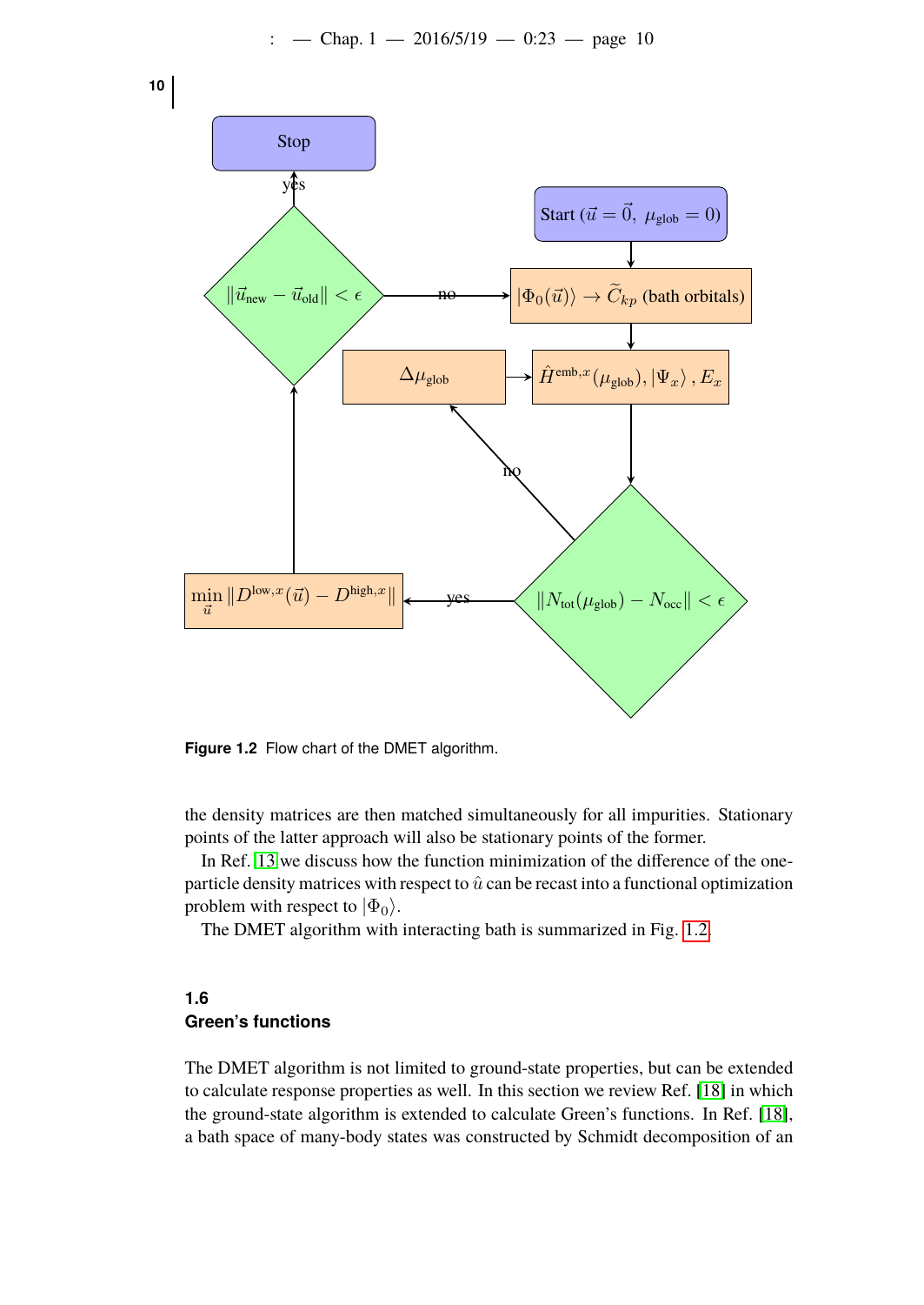**Figure 1.2** Flow chart of the DMET algorithm.

the density matrices are then matched simultaneously for all impurities. Stationary points of the latter approach will also be stationary points of the former.

In Ref. 13 we discuss how the function minimization of the difference of the one-particle density matrices with respect to $\hat{u}$ can be recast into a functional optimization problem with respect to $|\Phi_0\rangle$.

The DMET algorithm with interacting bath is summarized in Fig. 1.2.

## 1.6 Green's functions

The DMET algorithm is not limited to ground-state properties, but can be extended to calculate response properties as well. In this section we review Ref. [18] in which the ground-state algorithm is extended to calculate Green's functions. In Ref. [18], a bath space of many-body states was constructed by Schmidt decomposition of an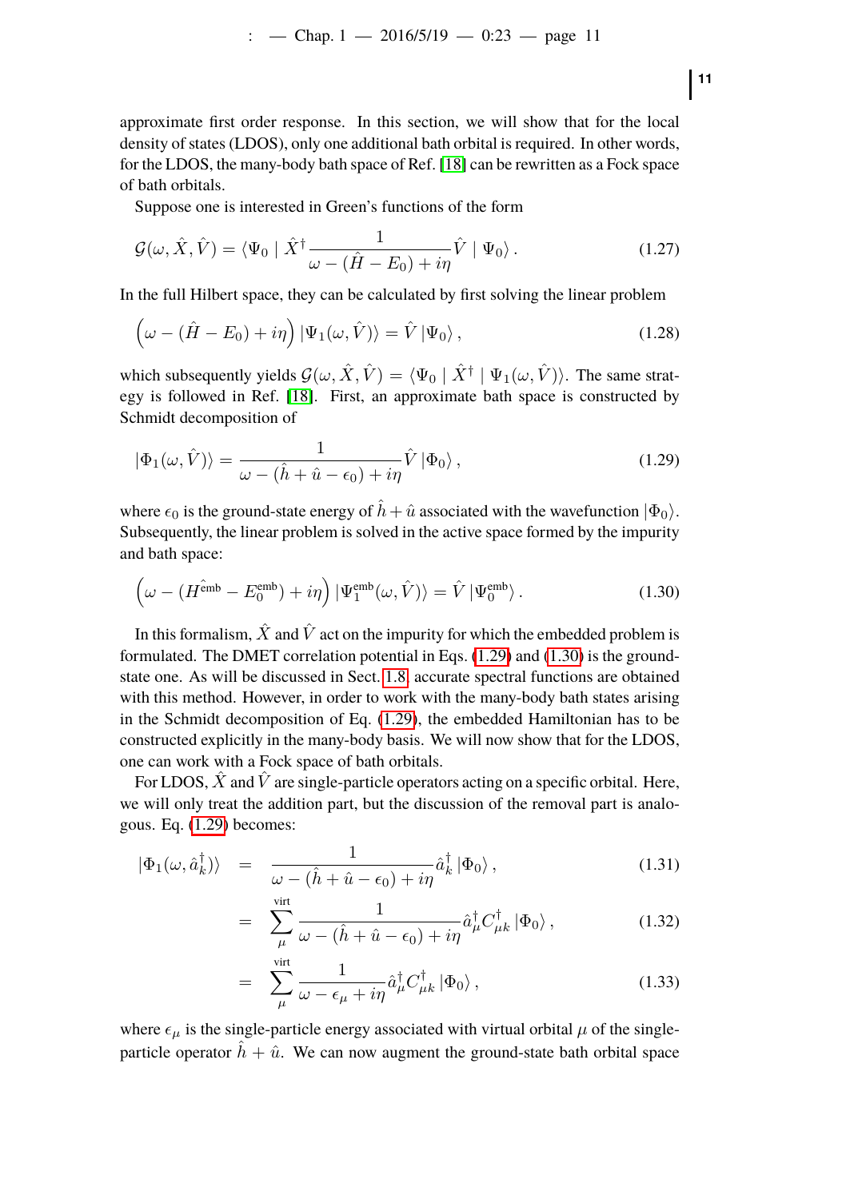approximate first order response. In this section, we will show that for the local density of states (LDOS), only one additional bath orbital is required. In other words, for the LDOS, the many-body bath space of Ref. [18] can be rewritten as a Fock space of bath orbitals.

Suppose one is interested in Green's functions of the form

$$\mathcal{G}(\omega, \hat{X}, \hat{V}) = \langle \Psi_0 \mid \hat{X}^\dagger \frac{1}{\omega - (\hat{H} - E_0) + i\eta} \hat{V} \mid \Psi_0 \rangle \,. \tag{1.27}$$

In the full Hilbert space, they can be calculated by first solving the linear problem

$$\left( \omega - (\hat{H} - E_0) + i\eta \right) |\Psi_1(\omega, \hat{V})\rangle = \hat{V} \, |\Psi_0\rangle \,, \tag{1.28}$$

which subsequently yields $\mathcal{G}(\omega, \hat{X}, \hat{V}) = \langle \Psi_0 \mid \hat{X}^\dagger \mid \Psi_1(\omega, \hat{V})\rangle$. The same strategy is followed in Ref. [18]. First, an approximate bath space is constructed by Schmidt decomposition of

$$|\Phi_1(\omega, \hat{V})\rangle = \frac{1}{\omega - (\hat{h} + \hat{u} - \epsilon_0) + i\eta} \hat{V} \, |\Phi_0\rangle \,, \tag{1.29}$$

where $\epsilon_0$ is the ground-state energy of $\hat{h} + \hat{u}$ associated with the wavefunction $|\Phi_0\rangle$. Subsequently, the linear problem is solved in the active space formed by the impurity and bath space:

$$\left( \omega - (\hat{H^{\text{emb}}} - E_0^{\text{emb}}) + i\eta \right) |\Psi_1^{\text{emb}}(\omega, \hat{V})\rangle = \hat{V} \, |\Psi_0^{\text{emb}}\rangle \,. \tag{1.30}$$

In this formalism, $\hat{X}$ and $\hat{V}$ act on the impurity for which the embedded problem is formulated. The DMET correlation potential in Eqs. (1.29) and (1.30) is the ground-state one. As will be discussed in Sect. 1.8, accurate spectral functions are obtained with this method. However, in order to work with the many-body bath states arising in the Schmidt decomposition of Eq. (1.29), the embedded Hamiltonian has to be constructed explicitly in the many-body basis. We will now show that for the LDOS, one can work with a Fock space of bath orbitals.

For LDOS, $\hat{X}$ and $\hat{V}$ are single-particle operators acting on a specific orbital. Here, we will only treat the addition part, but the discussion of the removal part is analogous. Eq. (1.29) becomes:

$$
\begin{aligned}
|\Phi_1(\omega, \hat{a}_k^\dagger)\rangle &= \frac{1}{\omega - (\hat{h} + \hat{u} - \epsilon_0) + i\eta} \hat{a}_k^\dagger \, |\Phi_0\rangle \,, && (1.31) \\
&= \sum_{\mu}^{\text{virt}} \frac{1}{\omega - (\hat{h} + \hat{u} - \epsilon_0) + i\eta} \hat{a}_\mu^\dagger C_{\mu k}^\dagger \, |\Phi_0\rangle \,, && (1.32) \\
&= \sum_{\mu}^{\text{virt}} \frac{1}{\omega - \epsilon_\mu + i\eta} \hat{a}_\mu^\dagger C_{\mu k}^\dagger \, |\Phi_0\rangle \,, && (1.33)
\end{aligned}
$$

where $\epsilon_\mu$ is the single-particle energy associated with virtual orbital $\mu$ of the single-particle operator $\hat{h} + \hat{u}$. We can now augment the ground-state bath orbital space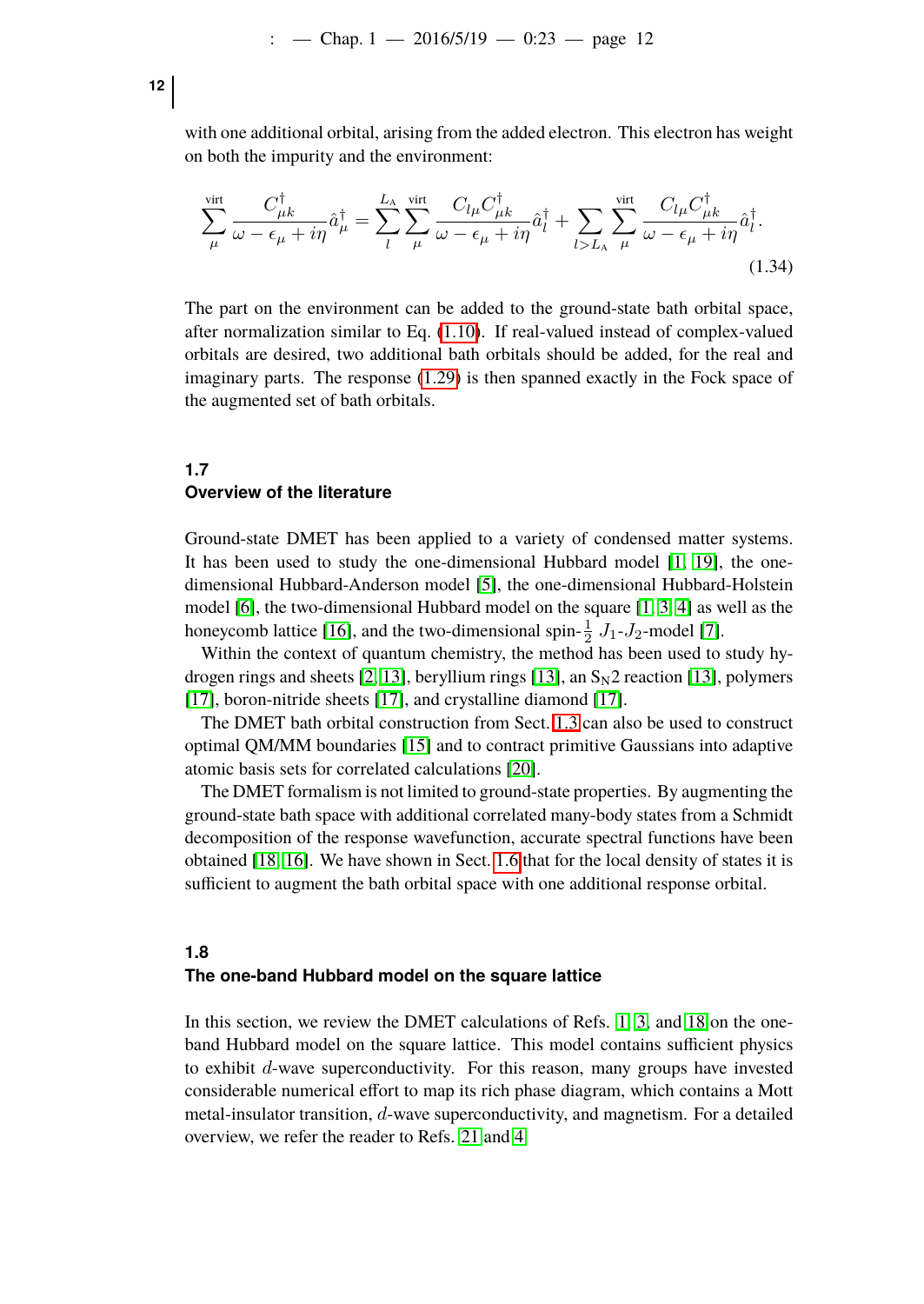with one additional orbital, arising from the added electron. This electron has weight on both the impurity and the environment:

$$\sum_{\mu}^{\text{virt}} \frac{C_{\mu k}^{\dagger}}{\omega - \epsilon_{\mu} + i\eta} \hat{a}_{\mu}^{\dagger} = \sum_{l}^{L_{\text{A}}} \sum_{\mu}^{\text{virt}} \frac{C_{l\mu} C_{\mu k}^{\dagger}}{\omega - \epsilon_{\mu} + i\eta} \hat{a}_{l}^{\dagger} + \sum_{l > L_{\text{A}}} \sum_{\mu}^{\text{virt}} \frac{C_{l\mu} C_{\mu k}^{\dagger}}{\omega - \epsilon_{\mu} + i\eta} \hat{a}_{l}^{\dagger}. \tag{1.34}$$

The part on the environment can be added to the ground-state bath orbital space, after normalization similar to Eq. (1.10). If real-valued instead of complex-valued orbitals are desired, two additional bath orbitals should be added, for the real and imaginary parts. The response (1.29) is then spanned exactly in the Fock space of the augmented set of bath orbitals.

## 1.7 Overview of the literature

Ground-state DMET has been applied to a variety of condensed matter systems. It has been used to study the one-dimensional Hubbard model [1, 19], the one-dimensional Hubbard-Anderson model [5], the one-dimensional Hubbard-Holstein model [6], the two-dimensional Hubbard model on the square [1, 3, 4] as well as the honeycomb lattice [16], and the two-dimensional spin-$\frac{1}{2}$ $J_1$-$J_2$-model [7].

Within the context of quantum chemistry, the method has been used to study hydrogen rings and sheets [2, 13], beryllium rings [13], an $\text{S}_\text{N}2$ reaction [13], polymers [17], boron-nitride sheets [17], and crystalline diamond [17].

The DMET bath orbital construction from Sect. 1.3 can also be used to construct optimal QM/MM boundaries [15] and to contract primitive Gaussians into adaptive atomic basis sets for correlated calculations [20].

The DMET formalism is not limited to ground-state properties. By augmenting the ground-state bath space with additional correlated many-body states from a Schmidt decomposition of the response wavefunction, accurate spectral functions have been obtained [18, 16]. We have shown in Sect. 1.6 that for the local density of states it is sufficient to augment the bath orbital space with one additional response orbital.

## 1.8 The one-band Hubbard model on the square lattice

In this section, we review the DMET calculations of Refs. 1, 3, and 18 on the one-band Hubbard model on the square lattice. This model contains sufficient physics to exhibit $d$-wave superconductivity. For this reason, many groups have invested considerable numerical effort to map its rich phase diagram, which contains a Mott metal-insulator transition, $d$-wave superconductivity, and magnetism. For a detailed overview, we refer the reader to Refs. 21 and 4.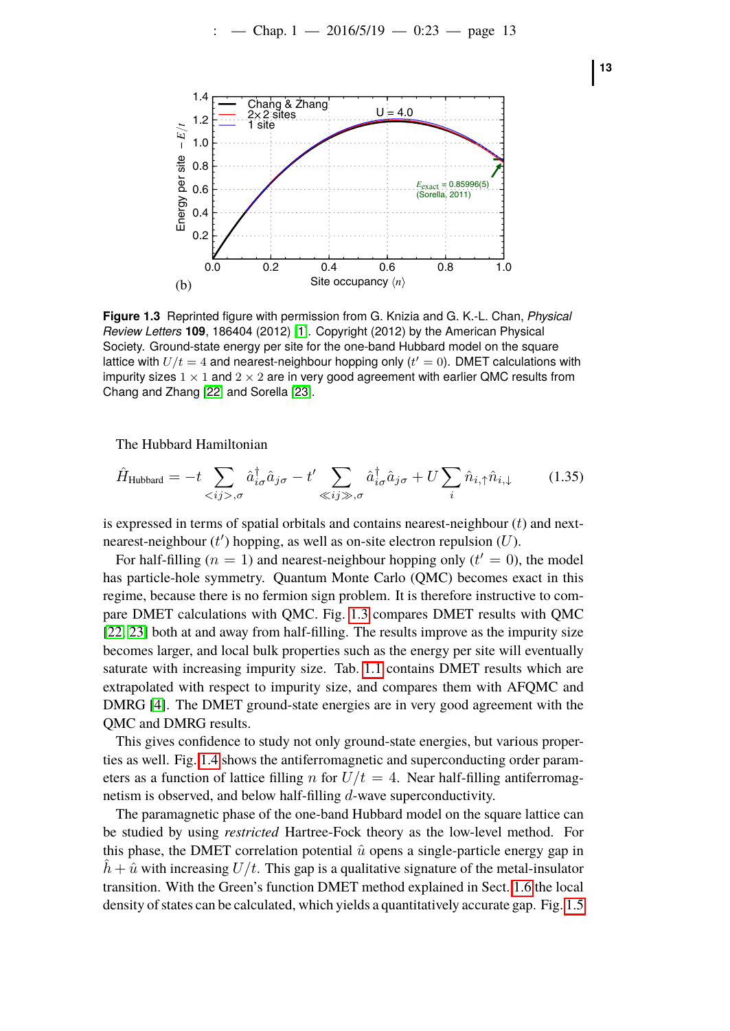(b)

**Figure 1.3** Reprinted figure with permission from G. Knizia and G. K.-L. Chan, *Physical Review Letters* **109**, 186404 (2012) [1]. Copyright (2012) by the American Physical Society. Ground-state energy per site for the one-band Hubbard model on the square lattice with $U/t = 4$ and nearest-neighbour hopping only ($t' = 0$). DMET calculations with impurity sizes $1 \times 1$ and $2 \times 2$ are in very good agreement with earlier QMC results from Chang and Zhang [22] and Sorella [23].

The Hubbard Hamiltonian

$$\hat{H}_{\text{Hubbard}} = -t \sum_{<ij>,\sigma} \hat{a}^\dagger_{i\sigma} \hat{a}_{j\sigma} - t' \sum_{\ll ij \gg,\sigma} \hat{a}^\dagger_{i\sigma} \hat{a}_{j\sigma} + U \sum_i \hat{n}_{i,\uparrow} \hat{n}_{i,\downarrow} \tag{1.35}$$

is expressed in terms of spatial orbitals and contains nearest-neighbour ($t$) and next-nearest-neighbour ($t'$) hopping, as well as on-site electron repulsion ($U$).

For half-filling ($n = 1$) and nearest-neighbour hopping only ($t' = 0$), the model has particle-hole symmetry. Quantum Monte Carlo (QMC) becomes exact in this regime, because there is no fermion sign problem. It is therefore instructive to compare DMET calculations with QMC. Fig. 1.3 compares DMET results with QMC [22, 23] both at and away from half-filling. The results improve as the impurity size becomes larger, and local bulk properties such as the energy per site will eventually saturate with increasing impurity size. Tab. 1.1 contains DMET results which are extrapolated with respect to impurity size, and compares them with AFQMC and DMRG [4]. The DMET ground-state energies are in very good agreement with the QMC and DMRG results.

This gives confidence to study not only ground-state energies, but various properties as well. Fig. 1.4 shows the antiferromagnetic and superconducting order parameters as a function of lattice filling $n$ for $U/t = 4$. Near half-filling antiferromagnetism is observed, and below half-filling $d$-wave superconductivity.

The paramagnetic phase of the one-band Hubbard model on the square lattice can be studied by using *restricted* Hartree-Fock theory as the low-level method. For this phase, the DMET correlation potential $\hat{u}$ opens a single-particle energy gap in $\hat{h} + \hat{u}$ with increasing $U/t$. This gap is a qualitative signature of the metal-insulator transition. With the Green's function DMET method explained in Sect. 1.6 the local density of states can be calculated, which yields a quantitatively accurate gap. Fig. 1.5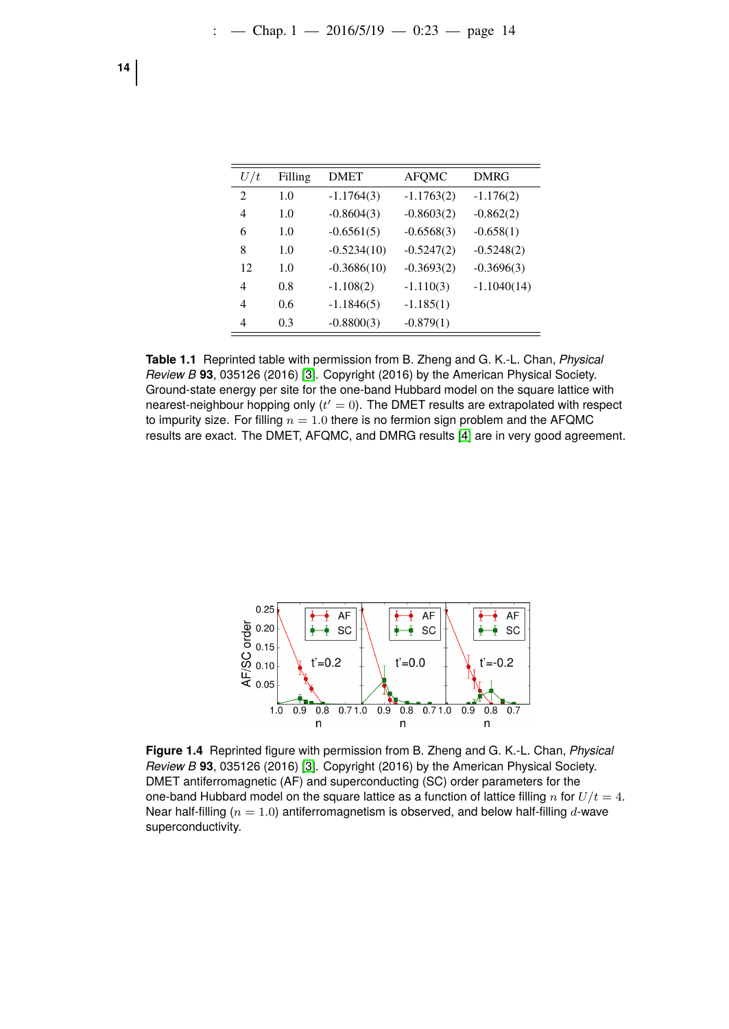| $U/t$ | Filling | DMET | AFQMC | DMRG |
|---|---|---|---|---|
| 2 | 1.0 | -1.1764(3) | -1.1763(2) | -1.176(2) |
| 4 | 1.0 | -0.8604(3) | -0.8603(2) | -0.862(2) |
| 6 | 1.0 | -0.6561(5) | -0.6568(3) | -0.658(1) |
| 8 | 1.0 | -0.5234(10) | -0.5247(2) | -0.5248(2) |
| 12 | 1.0 | -0.3686(10) | -0.3693(2) | -0.3696(3) |
| 4 | 0.8 | -1.108(2) | -1.110(3) | -1.1040(14) |
| 4 | 0.6 | -1.1846(5) | -1.185(1) | |
| 4 | 0.3 | -0.8800(3) | -0.879(1) | |

**Table 1.1** Reprinted table with permission from B. Zheng and G. K.-L. Chan, *Physical Review B* **93**, 035126 (2016) [3]. Copyright (2016) by the American Physical Society. Ground-state energy per site for the one-band Hubbard model on the square lattice with nearest-neighbour hopping only ($t' = 0$). The DMET results are extrapolated with respect to impurity size. For filling $n = 1.0$ there is no fermion sign problem and the AFQMC results are exact. The DMET, AFQMC, and DMRG results [4] are in very good agreement.

**Figure 1.4** Reprinted figure with permission from B. Zheng and G. K.-L. Chan, *Physical Review B* **93**, 035126 (2016) [3]. Copyright (2016) by the American Physical Society. DMET antiferromagnetic (AF) and superconducting (SC) order parameters for the one-band Hubbard model on the square lattice as a function of lattice filling $n$ for $U/t = 4$. Near half-filling ($n = 1.0$) antiferromagnetism is observed, and below half-filling $d$-wave superconductivity.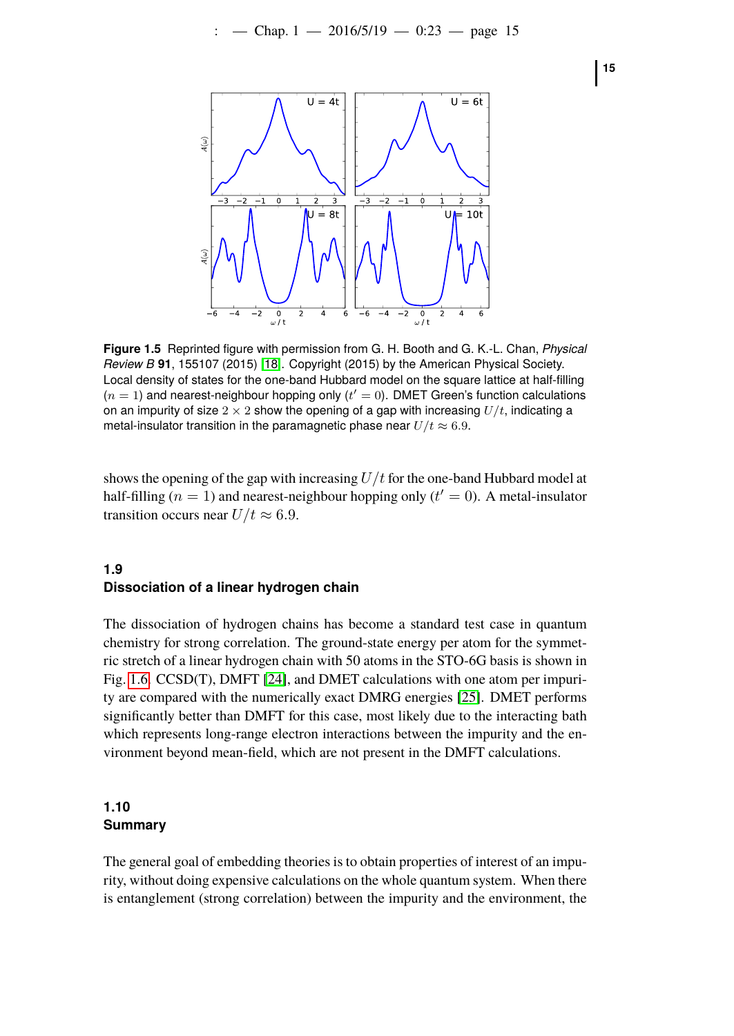**Figure 1.5** Reprinted figure with permission from G. H. Booth and G. K.-L. Chan, *Physical Review B* **91**, 155107 (2015) [18]. Copyright (2015) by the American Physical Society. Local density of states for the one-band Hubbard model on the square lattice at half-filling ($n = 1$) and nearest-neighbour hopping only ($t' = 0$). DMET Green's function calculations on an impurity of size $2 \times 2$ show the opening of a gap with increasing $U/t$, indicating a metal-insulator transition in the paramagnetic phase near $U/t \approx 6.9$.

shows the opening of the gap with increasing $U/t$ for the one-band Hubbard model at half-filling ($n = 1$) and nearest-neighbour hopping only ($t' = 0$). A metal-insulator transition occurs near $U/t \approx 6.9$.

## 1.9 Dissociation of a linear hydrogen chain

The dissociation of hydrogen chains has become a standard test case in quantum chemistry for strong correlation. The ground-state energy per atom for the symmetric stretch of a linear hydrogen chain with 50 atoms in the STO-6G basis is shown in Fig. 1.6. CCSD(T), DMFT [24], and DMET calculations with one atom per impurity are compared with the numerically exact DMRG energies [25]. DMET performs significantly better than DMFT for this case, most likely due to the interacting bath which represents long-range electron interactions between the impurity and the environment beyond mean-field, which are not present in the DMFT calculations.

## 1.10 Summary

The general goal of embedding theories is to obtain properties of interest of an impurity, without doing expensive calculations on the whole quantum system. When there is entanglement (strong correlation) between the impurity and the environment, the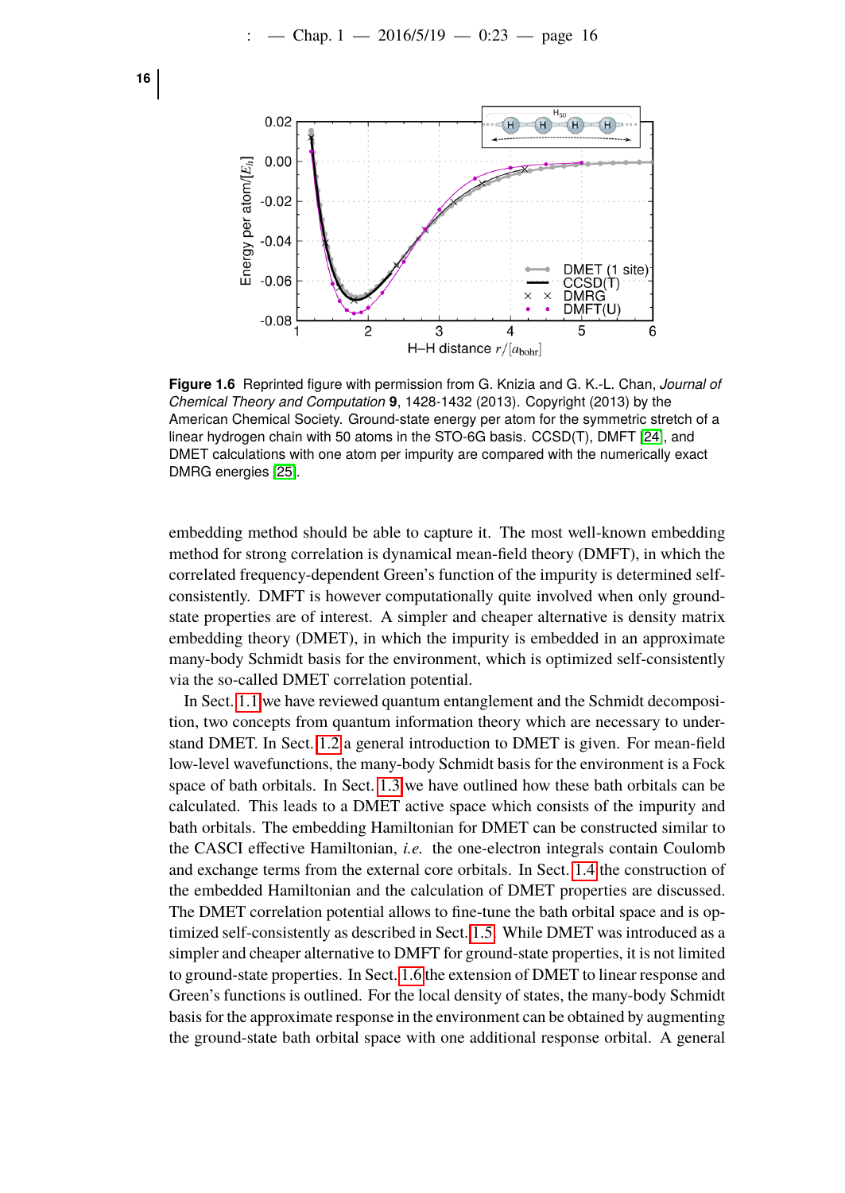**Figure 1.6** Reprinted figure with permission from G. Knizia and G. K.-L. Chan, *Journal of Chemical Theory and Computation* **9**, 1428-1432 (2013). Copyright (2013) by the American Chemical Society. Ground-state energy per atom for the symmetric stretch of a linear hydrogen chain with 50 atoms in the STO-6G basis. CCSD(T), DMFT [24], and DMET calculations with one atom per impurity are compared with the numerically exact DMRG energies [25].

embedding method should be able to capture it. The most well-known embedding method for strong correlation is dynamical mean-field theory (DMFT), in which the correlated frequency-dependent Green's function of the impurity is determined self-consistently. DMFT is however computationally quite involved when only ground-state properties are of interest. A simpler and cheaper alternative is density matrix embedding theory (DMET), in which the impurity is embedded in an approximate many-body Schmidt basis for the environment, which is optimized self-consistently via the so-called DMET correlation potential.

In Sect. 1.1 we have reviewed quantum entanglement and the Schmidt decomposition, two concepts from quantum information theory which are necessary to understand DMET. In Sect. 1.2 a general introduction to DMET is given. For mean-field low-level wavefunctions, the many-body Schmidt basis for the environment is a Fock space of bath orbitals. In Sect. 1.3 we have outlined how these bath orbitals can be calculated. This leads to a DMET active space which consists of the impurity and bath orbitals. The embedding Hamiltonian for DMET can be constructed similar to the CASCI effective Hamiltonian, *i.e.* the one-electron integrals contain Coulomb and exchange terms from the external core orbitals. In Sect. 1.4 the construction of the embedded Hamiltonian and the calculation of DMET properties are discussed. The DMET correlation potential allows to fine-tune the bath orbital space and is optimized self-consistently as described in Sect. 1.5. While DMET was introduced as a simpler and cheaper alternative to DMFT for ground-state properties, it is not limited to ground-state properties. In Sect. 1.6 the extension of DMET to linear response and Green's functions is outlined. For the local density of states, the many-body Schmidt basis for the approximate response in the environment can be obtained by augmenting the ground-state bath orbital space with one additional response orbital. A general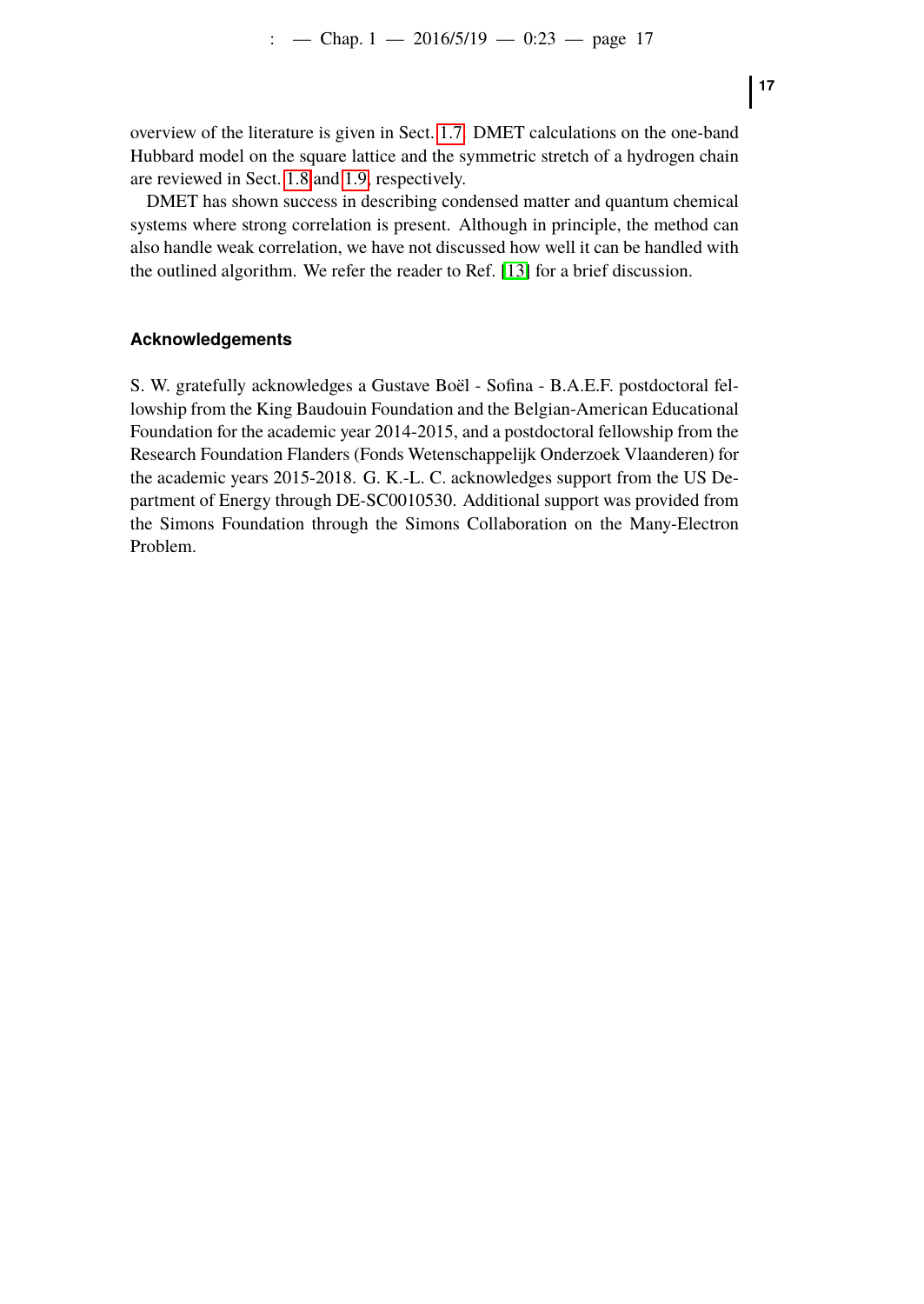overview of the literature is given in Sect. 1.7. DMET calculations on the one-band Hubbard model on the square lattice and the symmetric stretch of a hydrogen chain are reviewed in Sect. 1.8 and 1.9, respectively.

DMET has shown success in describing condensed matter and quantum chemical systems where strong correlation is present. Although in principle, the method can also handle weak correlation, we have not discussed how well it can be handled with the outlined algorithm. We refer the reader to Ref. [13] for a brief discussion.

### Acknowledgements

S. W. gratefully acknowledges a Gustave Boël - Sofina - B.A.E.F. postdoctoral fellowship from the King Baudouin Foundation and the Belgian-American Educational Foundation for the academic year 2014-2015, and a postdoctoral fellowship from the Research Foundation Flanders (Fonds Wetenschappelijk Onderzoek Vlaanderen) for the academic years 2015-2018. G. K.-L. C. acknowledges support from the US Department of Energy through DE-SC0010530. Additional support was provided from the Simons Foundation through the Simons Collaboration on the Many-Electron Problem.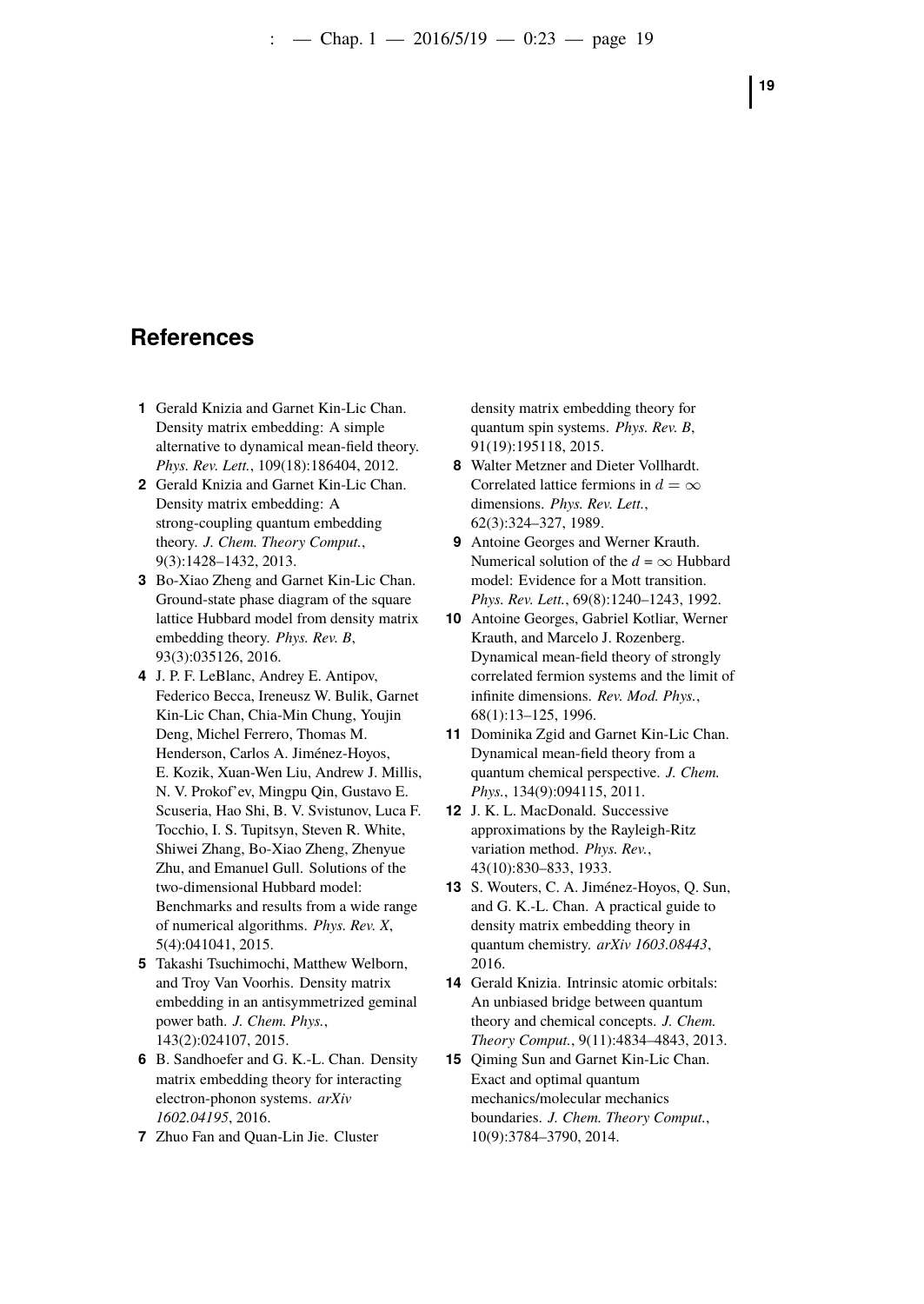## References

1. Gerald Knizia and Garnet Kin-Lic Chan. Density matrix embedding: A simple alternative to dynamical mean-field theory. *Phys. Rev. Lett.*, 109(18):186404, 2012.
2. Gerald Knizia and Garnet Kin-Lic Chan. Density matrix embedding: A strong-coupling quantum embedding theory. *J. Chem. Theory Comput.*, 9(3):1428–1432, 2013.
3. Bo-Xiao Zheng and Garnet Kin-Lic Chan. Ground-state phase diagram of the square lattice Hubbard model from density matrix embedding theory. *Phys. Rev. B*, 93(3):035126, 2016.
4. J. P. F. LeBlanc, Andrey E. Antipov, Federico Becca, Ireneusz W. Bulik, Garnet Kin-Lic Chan, Chia-Min Chung, Youjin Deng, Michel Ferrero, Thomas M. Henderson, Carlos A. Jiménez-Hoyos, E. Kozik, Xuan-Wen Liu, Andrew J. Millis, N. V. Prokof'ev, Mingpu Qin, Gustavo E. Scuseria, Hao Shi, B. V. Svistunov, Luca F. Tocchio, I. S. Tupitsyn, Steven R. White, Shiwei Zhang, Bo-Xiao Zheng, Zhenyue Zhu, and Emanuel Gull. Solutions of the two-dimensional Hubbard model: Benchmarks and results from a wide range of numerical algorithms. *Phys. Rev. X*, 5(4):041041, 2015.
5. Takashi Tsuchimochi, Matthew Welborn, and Troy Van Voorhis. Density matrix embedding in an antisymmetrized geminal power bath. *J. Chem. Phys.*, 143(2):024107, 2015.
6. B. Sandhoefer and G. K.-L. Chan. Density matrix embedding theory for interacting electron-phonon systems. *arXiv 1602.04195*, 2016.
7. Zhuo Fan and Quan-Lin Jie. Cluster density matrix embedding theory for quantum spin systems. *Phys. Rev. B*, 91(19):195118, 2015.
8. Walter Metzner and Dieter Vollhardt. Correlated lattice fermions in $d = \infty$ dimensions. *Phys. Rev. Lett.*, 62(3):324–327, 1989.
9. Antoine Georges and Werner Krauth. Numerical solution of the $d = \infty$ Hubbard model: Evidence for a Mott transition. *Phys. Rev. Lett.*, 69(8):1240–1243, 1992.
10. Antoine Georges, Gabriel Kotliar, Werner Krauth, and Marcelo J. Rozenberg. Dynamical mean-field theory of strongly correlated fermion systems and the limit of infinite dimensions. *Rev. Mod. Phys.*, 68(1):13–125, 1996.
11. Dominika Zgid and Garnet Kin-Lic Chan. Dynamical mean-field theory from a quantum chemical perspective. *J. Chem. Phys.*, 134(9):094115, 2011.
12. J. K. L. MacDonald. Successive approximations by the Rayleigh-Ritz variation method. *Phys. Rev.*, 43(10):830–833, 1933.
13. S. Wouters, C. A. Jiménez-Hoyos, Q. Sun, and G. K.-L. Chan. A practical guide to density matrix embedding theory in quantum chemistry. *arXiv 1603.08443*, 2016.
14. Gerald Knizia. Intrinsic atomic orbitals: An unbiased bridge between quantum theory and chemical concepts. *J. Chem. Theory Comput.*, 9(11):4834–4843, 2013.
15. Qiming Sun and Garnet Kin-Lic Chan. Exact and optimal quantum mechanics/molecular mechanics boundaries. *J. Chem. Theory Comput.*, 10(9):3784–3790, 2014.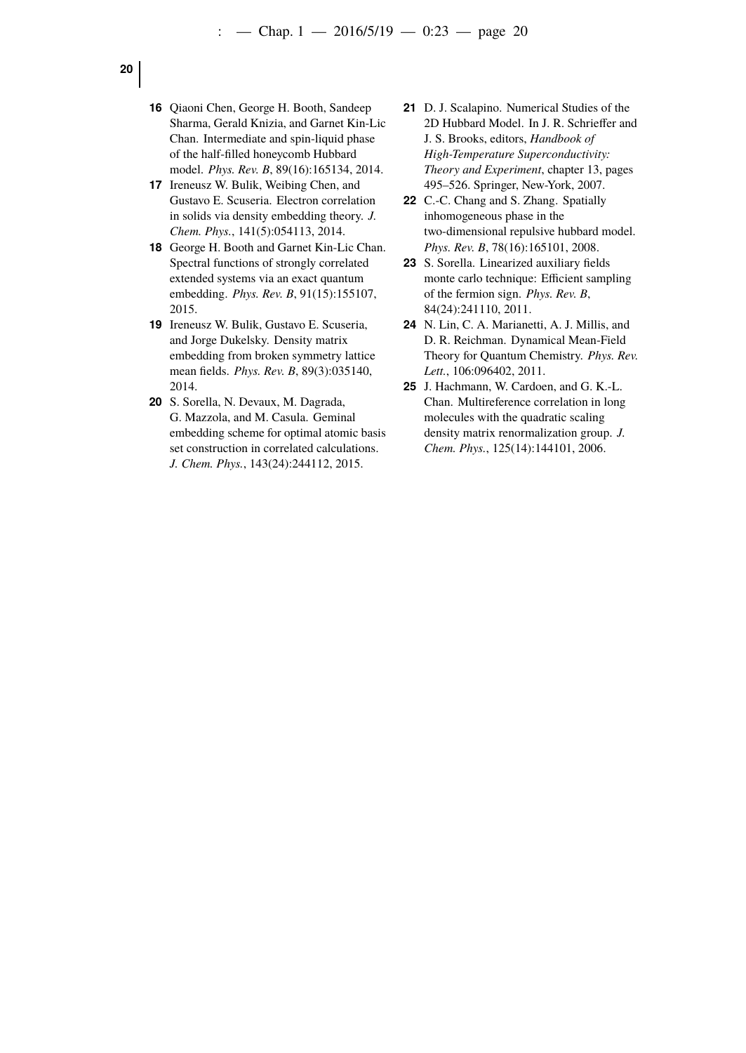**16** Qiaoni Chen, George H. Booth, Sandeep Sharma, Gerald Knizia, and Garnet Kin-Lic Chan. Intermediate and spin-liquid phase of the half-filled honeycomb Hubbard model. *Phys. Rev. B*, 89(16):165134, 2014.

**17** Ireneusz W. Bulik, Weibing Chen, and Gustavo E. Scuseria. Electron correlation in solids via density embedding theory. *J. Chem. Phys.*, 141(5):054113, 2014.

**18** George H. Booth and Garnet Kin-Lic Chan. Spectral functions of strongly correlated extended systems via an exact quantum embedding. *Phys. Rev. B*, 91(15):155107, 2015.

**19** Ireneusz W. Bulik, Gustavo E. Scuseria, and Jorge Dukelsky. Density matrix embedding from broken symmetry lattice mean fields. *Phys. Rev. B*, 89(3):035140, 2014.

**20** S. Sorella, N. Devaux, M. Dagrada, G. Mazzola, and M. Casula. Geminal embedding scheme for optimal atomic basis set construction in correlated calculations. *J. Chem. Phys.*, 143(24):244112, 2015.

**21** D. J. Scalapino. Numerical Studies of the 2D Hubbard Model. In J. R. Schrieffer and J. S. Brooks, editors, *Handbook of High-Temperature Superconductivity: Theory and Experiment*, chapter 13, pages 495–526. Springer, New-York, 2007.

**22** C.-C. Chang and S. Zhang. Spatially inhomogeneous phase in the two-dimensional repulsive hubbard model. *Phys. Rev. B*, 78(16):165101, 2008.

**23** S. Sorella. Linearized auxiliary fields monte carlo technique: Efficient sampling of the fermion sign. *Phys. Rev. B*, 84(24):241110, 2011.

**24** N. Lin, C. A. Marianetti, A. J. Millis, and D. R. Reichman. Dynamical Mean-Field Theory for Quantum Chemistry. *Phys. Rev. Lett.*, 106:096402, 2011.

**25** J. Hachmann, W. Cardoen, and G. K.-L. Chan. Multireference correlation in long molecules with the quadratic scaling density matrix renormalization group. *J. Chem. Phys.*, 125(14):144101, 2006.